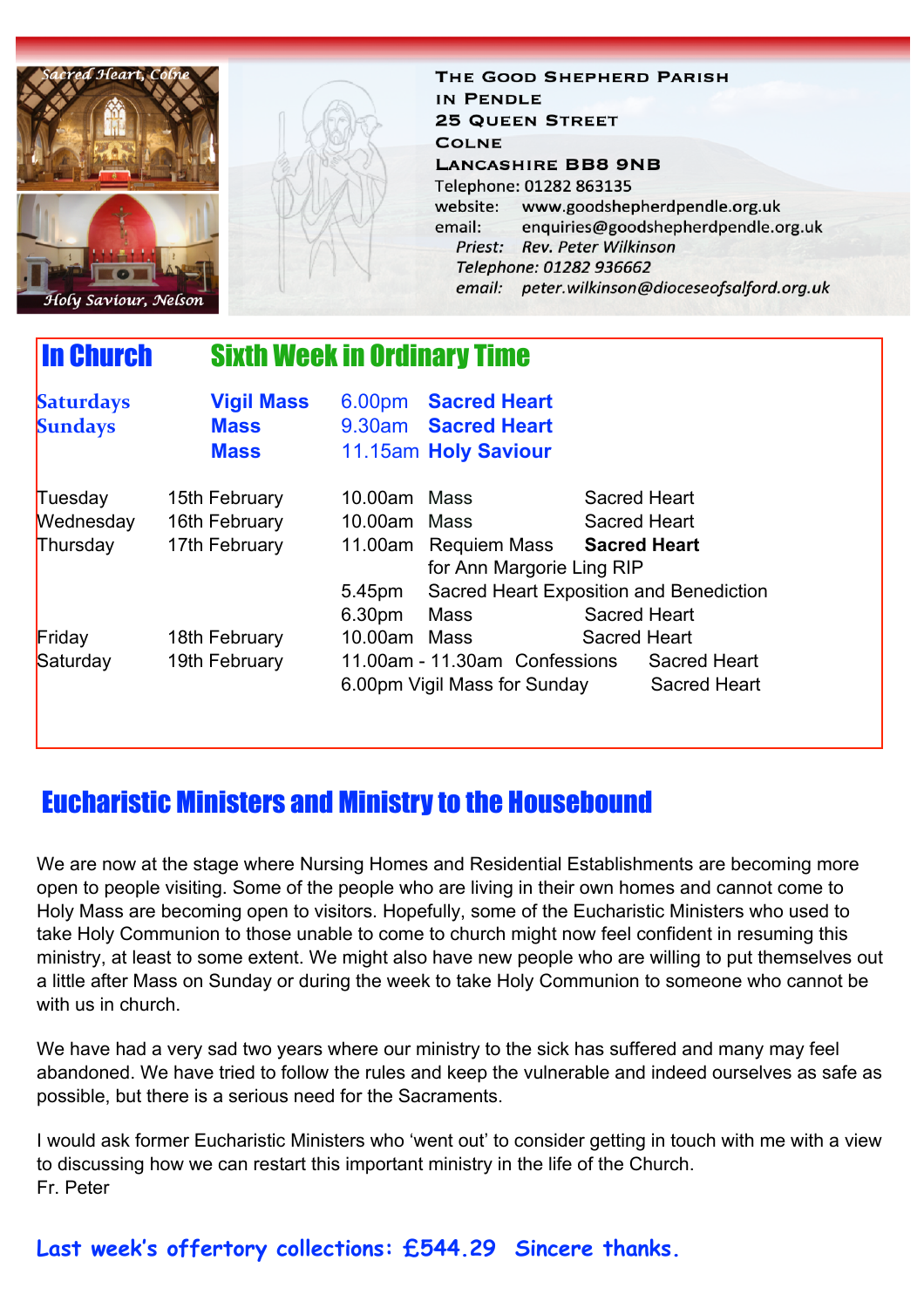Sacred Heart, Colne

Holy Saviour, Nelson

**THE GOOD SHEPHERD PARISH IN PENDLE**
**25 QUEEN STREET**
**COLNE**
**LANCASHIRE BB8 9NB**

Telephone: 01282 863135
website: www.goodshepherdpendle.org.uk
email: enquiries@goodshepherdpendle.org.uk

*Priest: Rev. Peter Wilkinson*
*Telephone: 01282 936662*
*email: peter.wilkinson@dioceseofsalford.org.uk*

## In Church — Sixth Week in Ordinary Time

| | | | |
|---|---|---|---|
| **Saturdays** | **Vigil Mass** | 6.00pm | **Sacred Heart** |
| **Sundays** | **Mass** | 9.30am | **Sacred Heart** |
| | **Mass** | 11.15am | **Holy Saviour** |

| | | | | |
|---|---|---|---|---|
| Tuesday | 15th February | 10.00am | Mass | Sacred Heart |
| Wednesday | 16th February | 10.00am | Mass | Sacred Heart |
| Thursday | 17th February | 11.00am | Requiem Mass for Ann Margorie Ling RIP | **Sacred Heart** |
| | | 5.45pm | Sacred Heart Exposition and Benediction | |
| | | 6.30pm | Mass | Sacred Heart |
| Friday | 18th February | 10.00am | Mass | Sacred Heart |
| Saturday | 19th February | 11.00am - 11.30am | Confessions | Sacred Heart |
| | | 6.00pm | Vigil Mass for Sunday | Sacred Heart |

## Eucharistic Ministers and Ministry to the Housebound

We are now at the stage where Nursing Homes and Residential Establishments are becoming more open to people visiting. Some of the people who are living in their own homes and cannot come to Holy Mass are becoming open to visitors. Hopefully, some of the Eucharistic Ministers who used to take Holy Communion to those unable to come to church might now feel confident in resuming this ministry, at least to some extent. We might also have new people who are willing to put themselves out a little after Mass on Sunday or during the week to take Holy Communion to someone who cannot be with us in church.

We have had a very sad two years where our ministry to the sick has suffered and many may feel abandoned. We have tried to follow the rules and keep the vulnerable and indeed ourselves as safe as possible, but there is a serious need for the Sacraments.

I would ask former Eucharistic Ministers who 'went out' to consider getting in touch with me with a view to discussing how we can restart this important ministry in the life of the Church.
Fr. Peter

**Last week's offertory collections: £544.29 Sincere thanks.**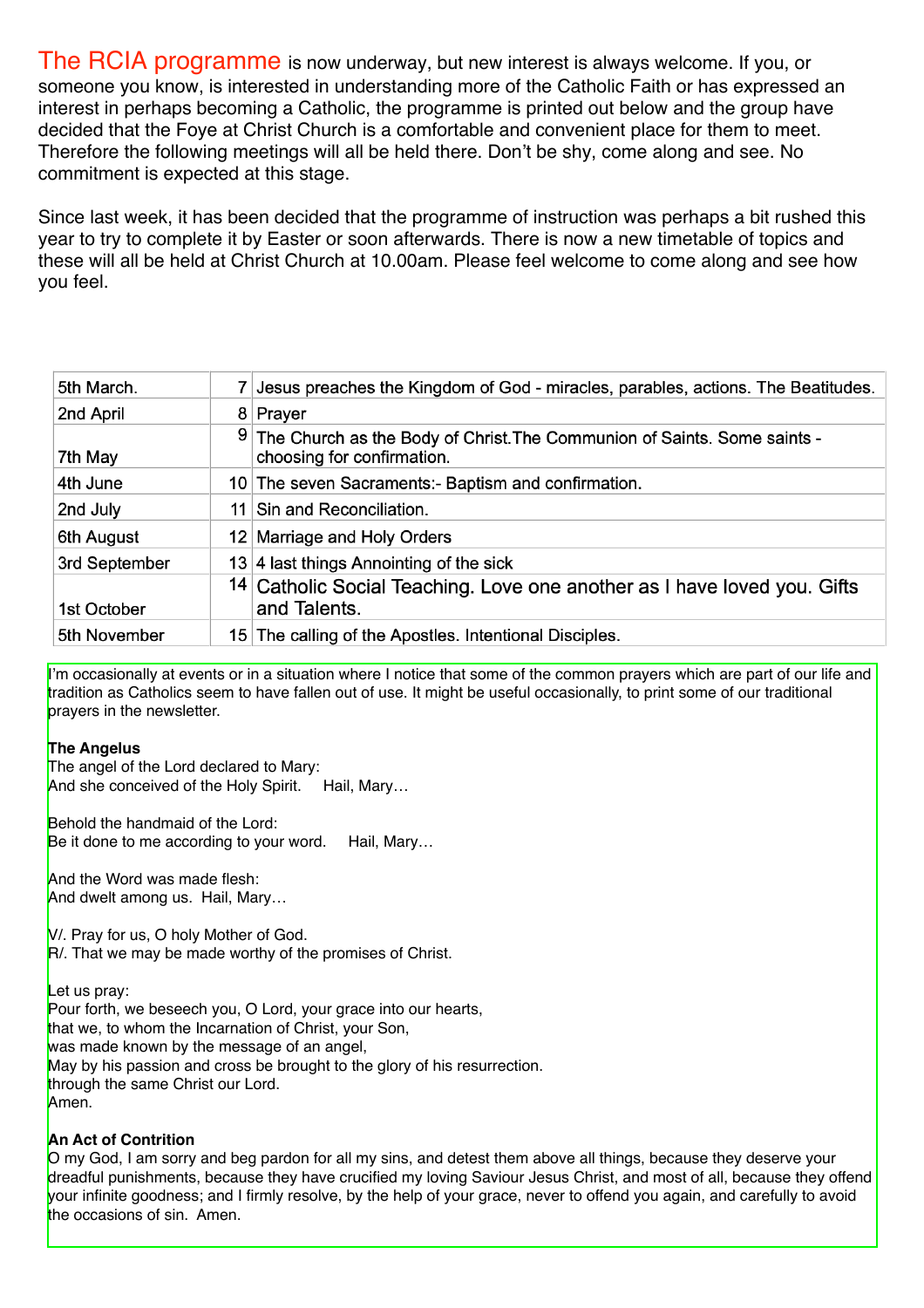The RCIA programme is now underway, but new interest is always welcome. If you, or someone you know, is interested in understanding more of the Catholic Faith or has expressed an interest in perhaps becoming a Catholic, the programme is printed out below and the group have decided that the Foye at Christ Church is a comfortable and convenient place for them to meet. Therefore the following meetings will all be held there. Don't be shy, come along and see. No commitment is expected at this stage.

Since last week, it has been decided that the programme of instruction was perhaps a bit rushed this year to try to complete it by Easter or soon afterwards. There is now a new timetable of topics and these will all be held at Christ Church at 10.00am. Please feel welcome to come along and see how you feel.

| | | |
|---|---|---|
| 5th March. | 7 | Jesus preaches the Kingdom of God - miracles, parables, actions. The Beatitudes. |
| 2nd April | 8 | Prayer |
| 7th May | 9 | The Church as the Body of Christ.The Communion of Saints. Some saints - choosing for confirmation. |
| 4th June | 10 | The seven Sacraments:- Baptism and confirmation. |
| 2nd July | 11 | Sin and Reconciliation. |
| 6th August | 12 | Marriage and Holy Orders |
| 3rd September | 13 | 4 last things Annointing of the sick |
| 1st October | 14 | Catholic Social Teaching. Love one another as I have loved you. Gifts and Talents. |
| 5th November | 15 | The calling of the Apostles. Intentional Disciples. |

I'm occasionally at events or in a situation where I notice that some of the common prayers which are part of our life and tradition as Catholics seem to have fallen out of use. It might be useful occasionally, to print some of our traditional prayers in the newsletter.

**The Angelus**
The angel of the Lord declared to Mary:
And she conceived of the Holy Spirit. Hail, Mary…

Behold the handmaid of the Lord:
Be it done to me according to your word. Hail, Mary…

And the Word was made flesh:
And dwelt among us. Hail, Mary…

V/. Pray for us, O holy Mother of God.
R/. That we may be made worthy of the promises of Christ.

Let us pray:
Pour forth, we beseech you, O Lord, your grace into our hearts,
that we, to whom the Incarnation of Christ, your Son,
was made known by the message of an angel,
May by his passion and cross be brought to the glory of his resurrection.
through the same Christ our Lord.
Amen.

**An Act of Contrition**
O my God, I am sorry and beg pardon for all my sins, and detest them above all things, because they deserve your dreadful punishments, because they have crucified my loving Saviour Jesus Christ, and most of all, because they offend your infinite goodness; and I firmly resolve, by the help of your grace, never to offend you again, and carefully to avoid the occasions of sin. Amen.